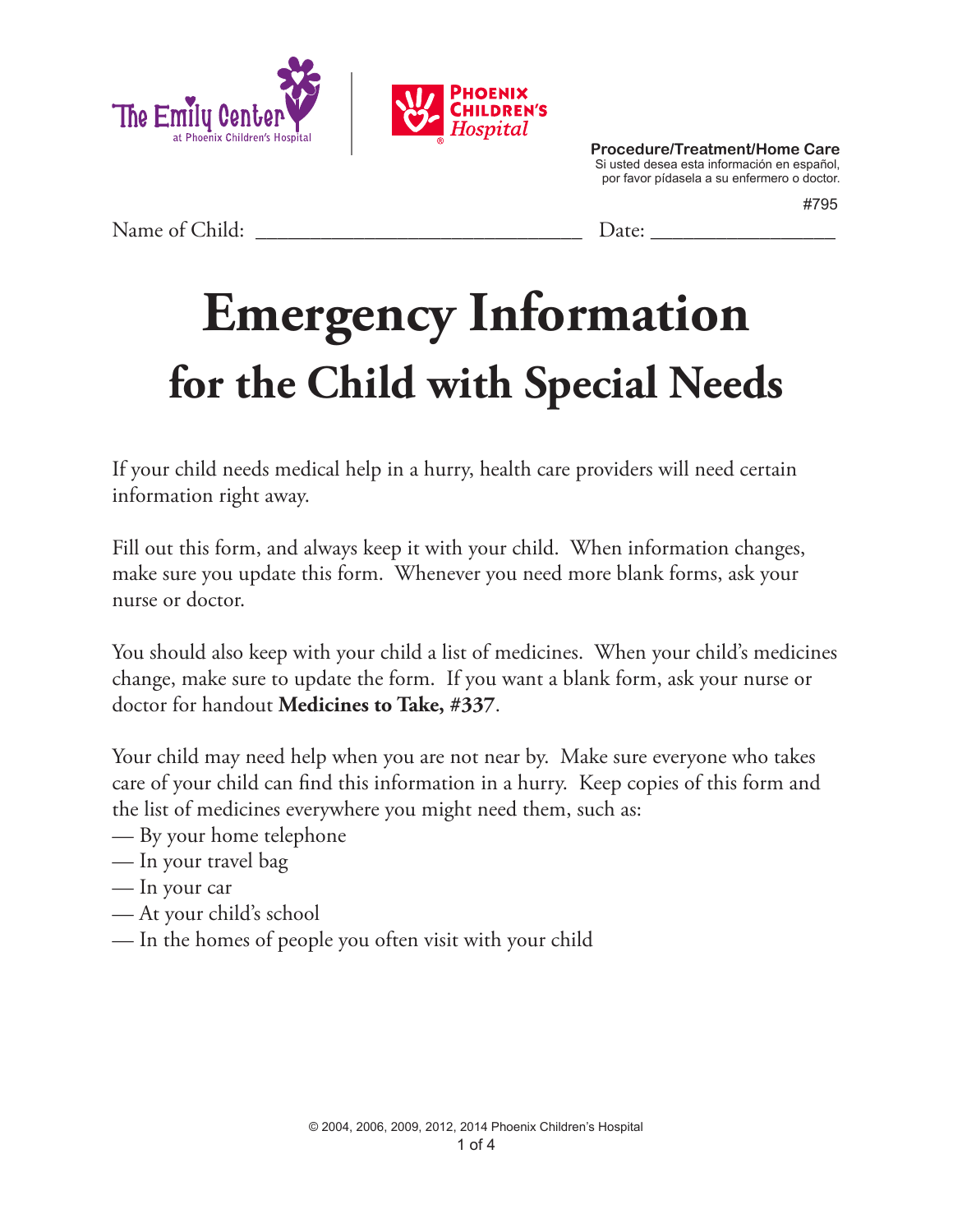The Emily Center at Phoenix Children's Hospital | Phoenix Children's Hospital

**Procedure/Treatment/Home Care**
Si usted desea esta información en español, por favor pídasela a su enfermero o doctor.

#795

Name of Child: ______________________________ Date: _________________

# Emergency Information
## for the Child with Special Needs

If your child needs medical help in a hurry, health care providers will need certain information right away.

Fill out this form, and always keep it with your child. When information changes, make sure you update this form. Whenever you need more blank forms, ask your nurse or doctor.

You should also keep with your child a list of medicines. When your child's medicines change, make sure to update the form. If you want a blank form, ask your nurse or doctor for handout **Medicines to Take, #337**.

Your child may need help when you are not near by. Make sure everyone who takes care of your child can find this information in a hurry. Keep copies of this form and the list of medicines everywhere you might need them, such as:

— By your home telephone
— In your travel bag
— In your car
— At your child's school
— In the homes of people you often visit with your child

© 2004, 2006, 2009, 2012, 2014 Phoenix Children's Hospital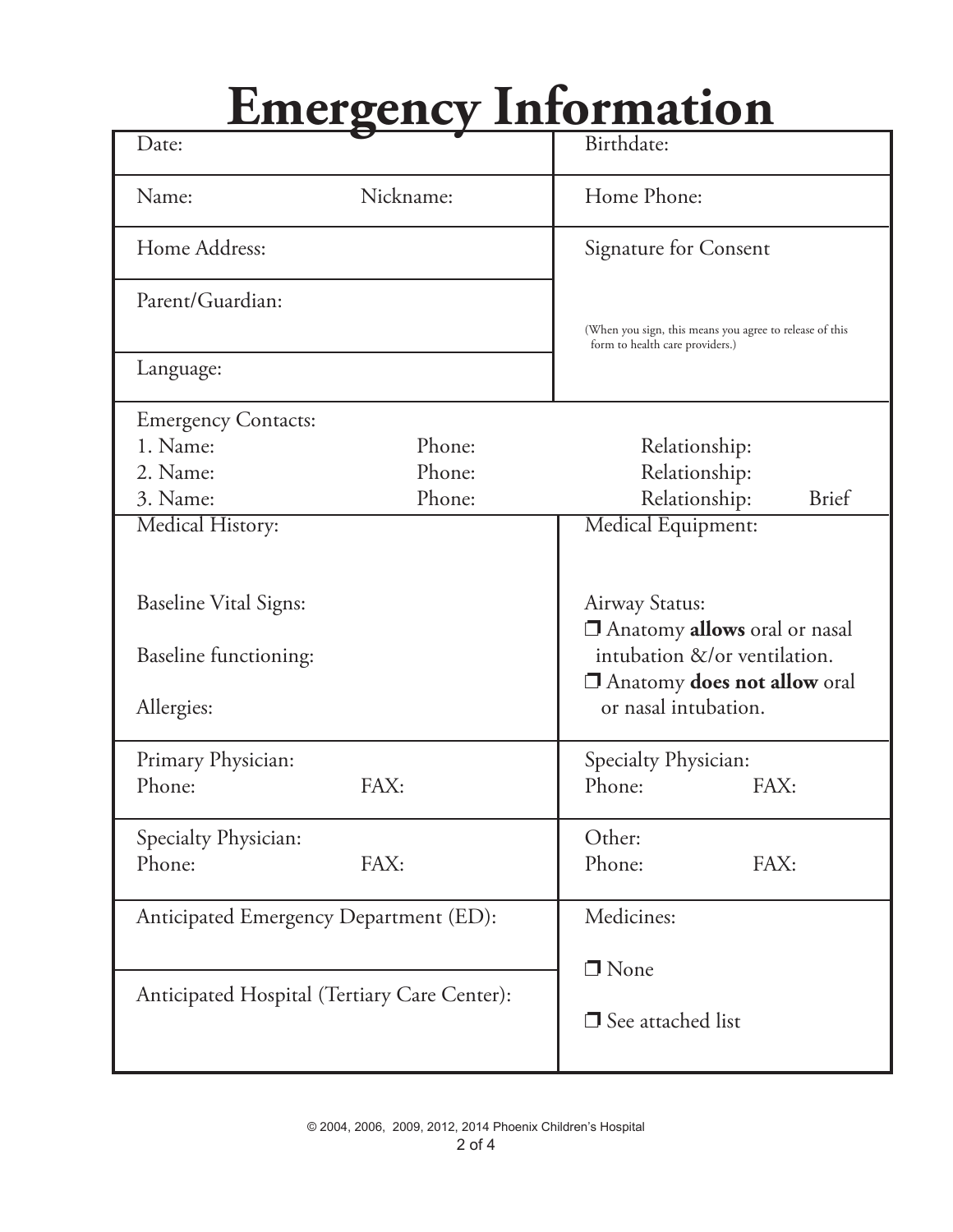# Emergency Information

| | |
|---|---|
| Date: | Birthdate: |
| Name: Nickname: | Home Phone: |
| Home Address: | Signature for Consent |
| Parent/Guardian: | (When you sign, this means you agree to release of this form to health care providers.) |
| Language: | |

| | | |
|---|---|---|
| Emergency Contacts: | | |
| 1. Name: | Phone: | Relationship: |
| 2. Name: | Phone: | Relationship: |
| 3. Name: | Phone: | Relationship: Brief |

| | |
|---|---|
| Medical History: | Medical Equipment: |
| Baseline Vital Signs: | Airway Status: |
| Baseline functioning: | ❒ Anatomy **allows** oral or nasal intubation &/or ventilation. |
| Allergies: | ❒ Anatomy **does not allow** oral or nasal intubation. |
| Primary Physician:<br>Phone: FAX: | Specialty Physician:<br>Phone: FAX: |
| Specialty Physician:<br>Phone: FAX: | Other:<br>Phone: FAX: |
| Anticipated Emergency Department (ED): | Medicines: |
| Anticipated Hospital (Tertiary Care Center): | ❒ None<br>❒ See attached list |

© 2004, 2006, 2009, 2012, 2014 Phoenix Children's Hospital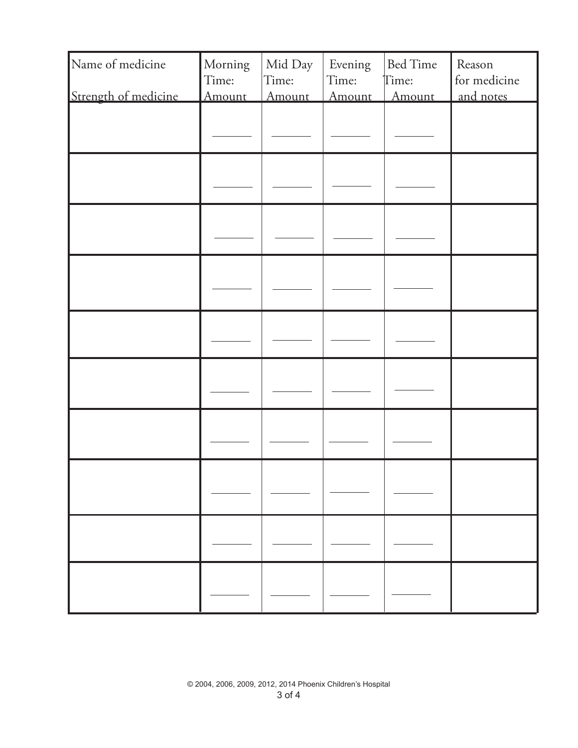| Name of medicine<br><br>Strength of medicine | Morning<br>Time:<br>Amount | Mid Day<br>Time:<br>Amount | Evening<br>Time:<br>Amount | Bed Time<br>Time:<br>Amount | Reason<br>for medicine<br>and notes |
|---|---|---|---|---|---|
| | | | | | |
| | | | | | |
| | | | | | |
| | | | | | |
| | | | | | |
| | | | | | |
| | | | | | |
| | | | | | |
| | | | | | |
| | | | | | |

© 2004, 2006, 2009, 2012, 2014 Phoenix Children's Hospital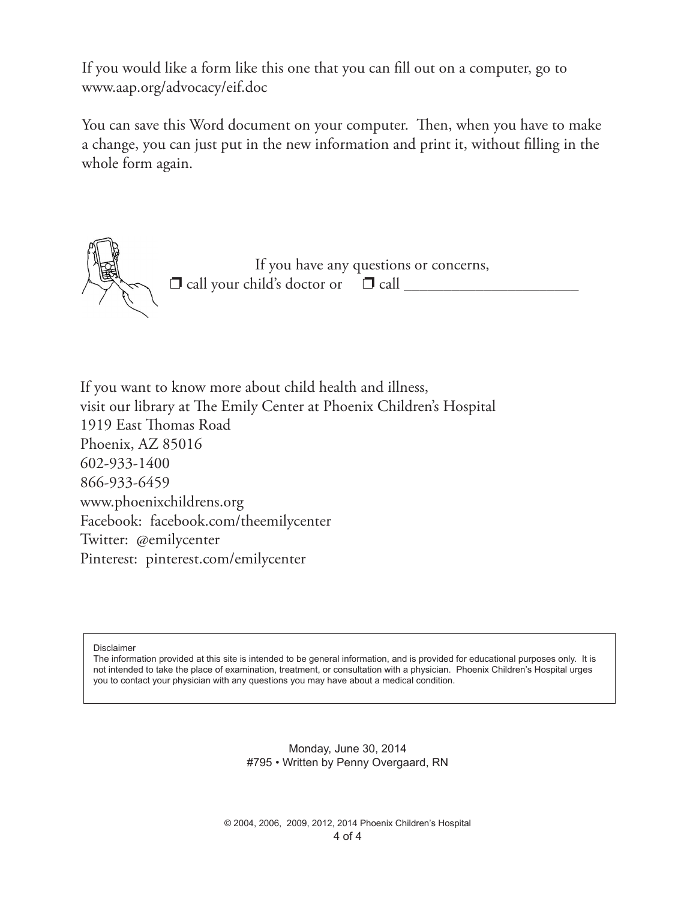If you would like a form like this one that you can fill out on a computer, go to www.aap.org/advocacy/eif.doc

You can save this Word document on your computer. Then, when you have to make a change, you can just put in the new information and print it, without filling in the whole form again.

If you have any questions or concerns,

❒ call your child's doctor or ❒ call ______________________

If you want to know more about child health and illness,
visit our library at The Emily Center at Phoenix Children's Hospital
1919 East Thomas Road
Phoenix, AZ 85016
602-933-1400
866-933-6459
www.phoenixchildrens.org
Facebook: facebook.com/theemilycenter
Twitter: @emilycenter
Pinterest: pinterest.com/emilycenter

Disclaimer
The information provided at this site is intended to be general information, and is provided for educational purposes only. It is not intended to take the place of examination, treatment, or consultation with a physician. Phoenix Children's Hospital urges you to contact your physician with any questions you may have about a medical condition.

Monday, June 30, 2014
#795 • Written by Penny Overgaard, RN

© 2004, 2006, 2009, 2012, 2014 Phoenix Children's Hospital